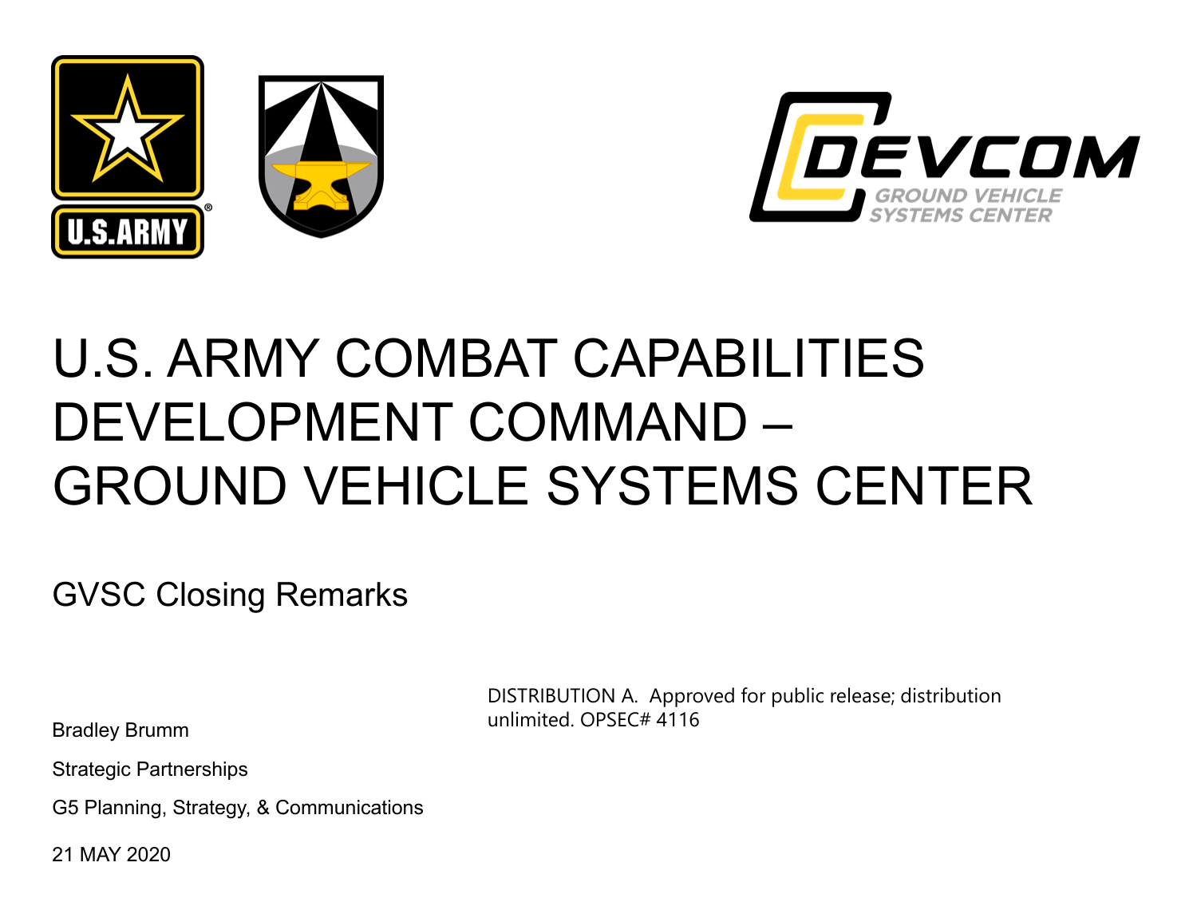# U.S. ARMY COMBAT CAPABILITIES DEVELOPMENT COMMAND – GROUND VEHICLE SYSTEMS CENTER

GVSC Closing Remarks

DISTRIBUTION A. Approved for public release; distribution unlimited. OPSEC# 4116

Bradley Brumm

Strategic Partnerships

G5 Planning, Strategy, & Communications

21 MAY 2020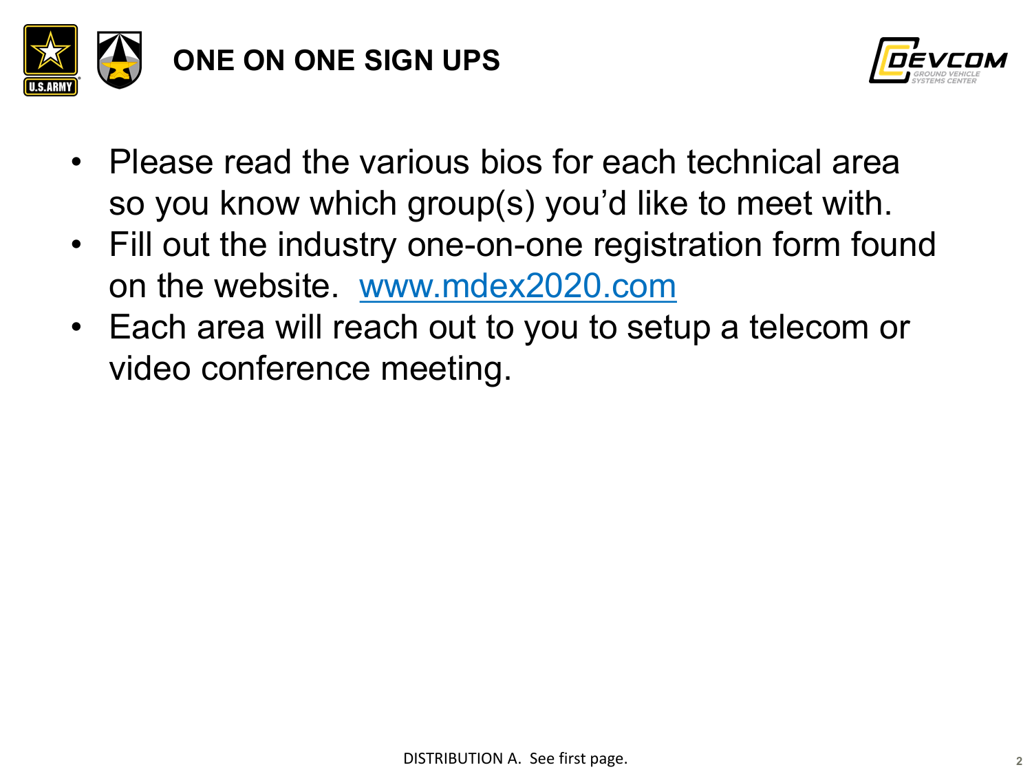# ONE ON ONE SIGN UPS

- Please read the various bios for each technical area so you know which group(s) you'd like to meet with.
- Fill out the industry one-on-one registration form found on the website. [www.mdex2020.com](http://www.mdex2020.com)
- Each area will reach out to you to setup a telecom or video conference meeting.

DISTRIBUTION A. See first page.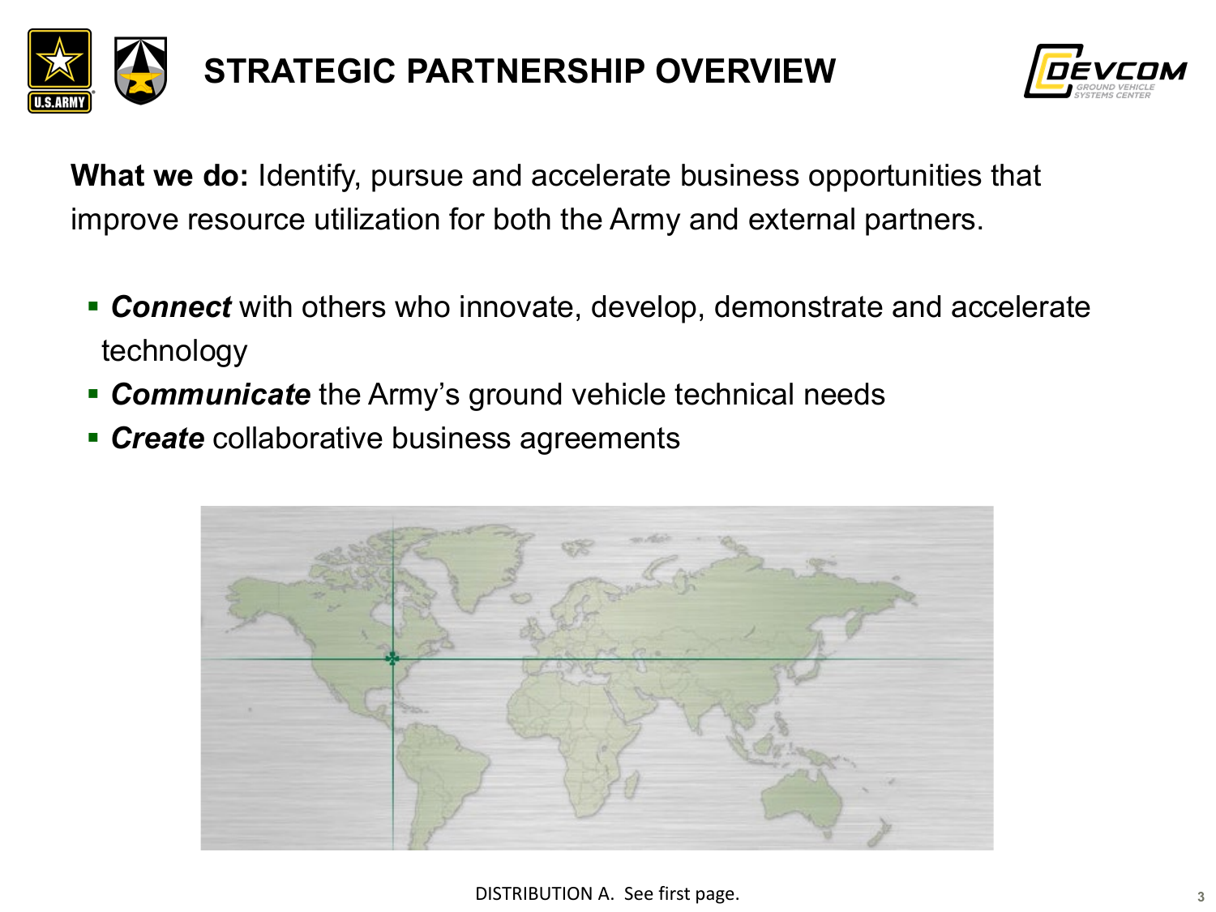# STRATEGIC PARTNERSHIP OVERVIEW

**What we do:** Identify, pursue and accelerate business opportunities that improve resource utilization for both the Army and external partners.

- ***Connect*** with others who innovate, develop, demonstrate and accelerate technology
- ***Communicate*** the Army's ground vehicle technical needs
- ***Create*** collaborative business agreements

DISTRIBUTION A. See first page.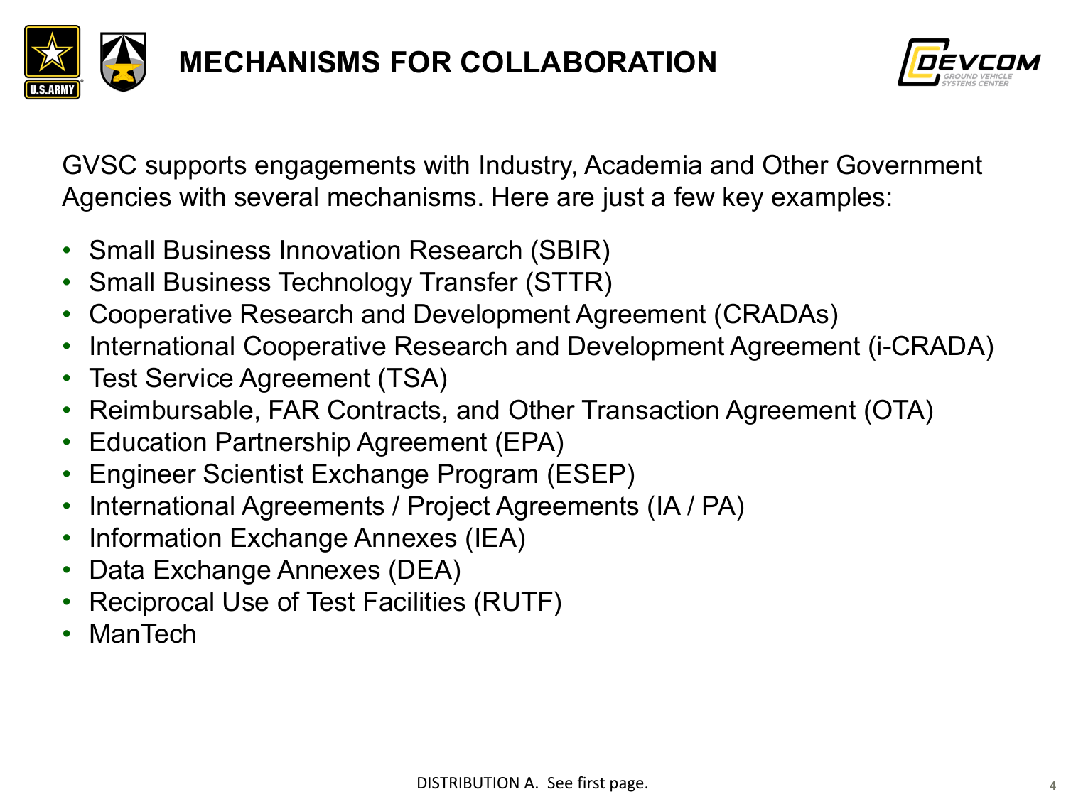# MECHANISMS FOR COLLABORATION

GVSC supports engagements with Industry, Academia and Other Government Agencies with several mechanisms. Here are just a few key examples:

- Small Business Innovation Research (SBIR)
- Small Business Technology Transfer (STTR)
- Cooperative Research and Development Agreement (CRADAs)
- International Cooperative Research and Development Agreement (i-CRADA)
- Test Service Agreement (TSA)
- Reimbursable, FAR Contracts, and Other Transaction Agreement (OTA)
- Education Partnership Agreement (EPA)
- Engineer Scientist Exchange Program (ESEP)
- International Agreements / Project Agreements (IA / PA)
- Information Exchange Annexes (IEA)
- Data Exchange Annexes (DEA)
- Reciprocal Use of Test Facilities (RUTF)
- ManTech

DISTRIBUTION A. See first page.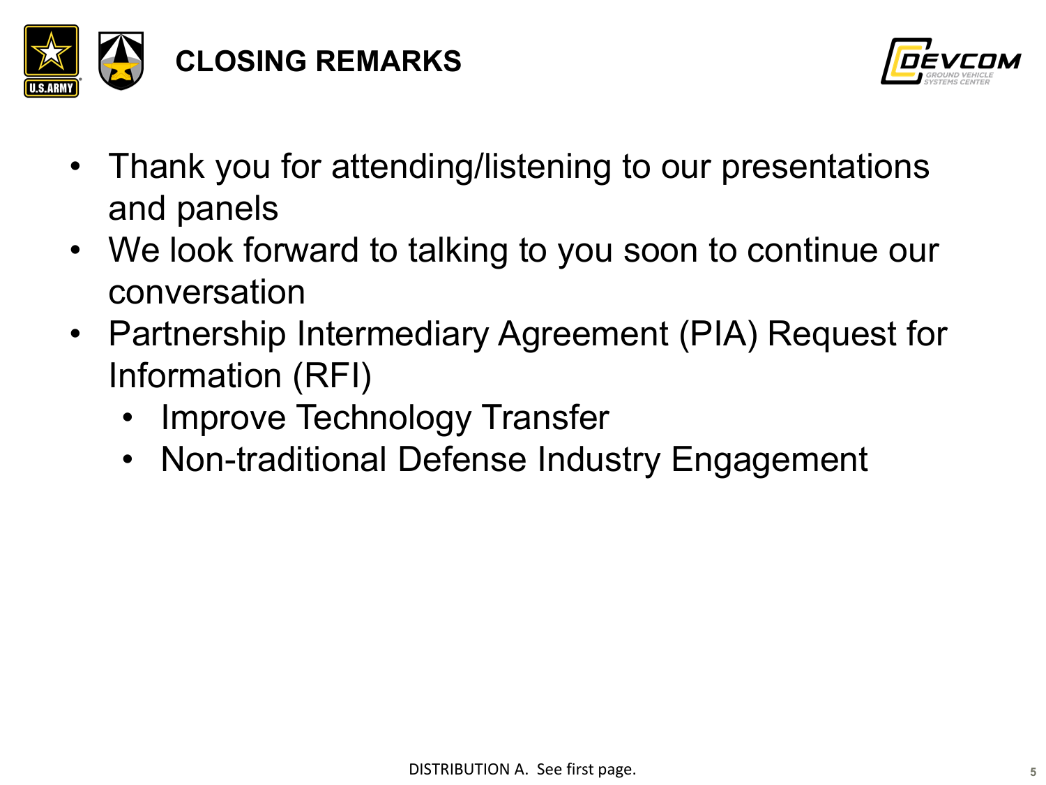# CLOSING REMARKS

- Thank you for attending/listening to our presentations and panels
- We look forward to talking to you soon to continue our conversation
- Partnership Intermediary Agreement (PIA) Request for Information (RFI)
  - Improve Technology Transfer
  - Non-traditional Defense Industry Engagement

DISTRIBUTION A. See first page.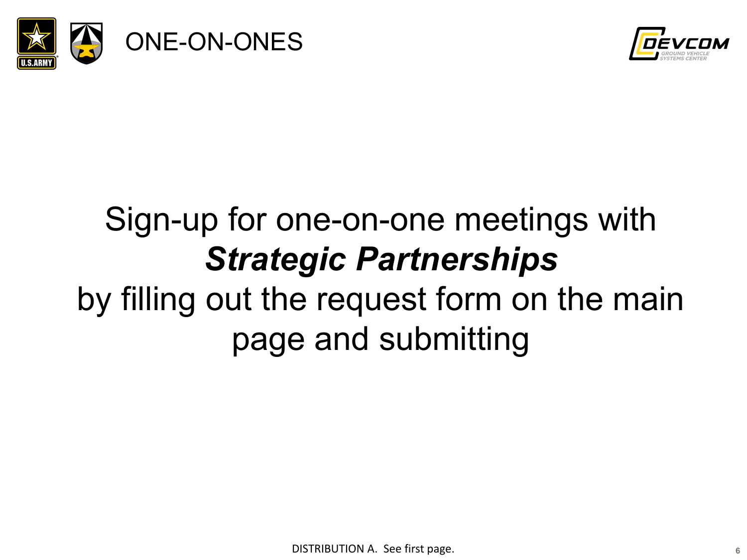# ONE-ON-ONES

Sign-up for one-on-one meetings with ***Strategic Partnerships*** by filling out the request form on the main page and submitting

DISTRIBUTION A. See first page.